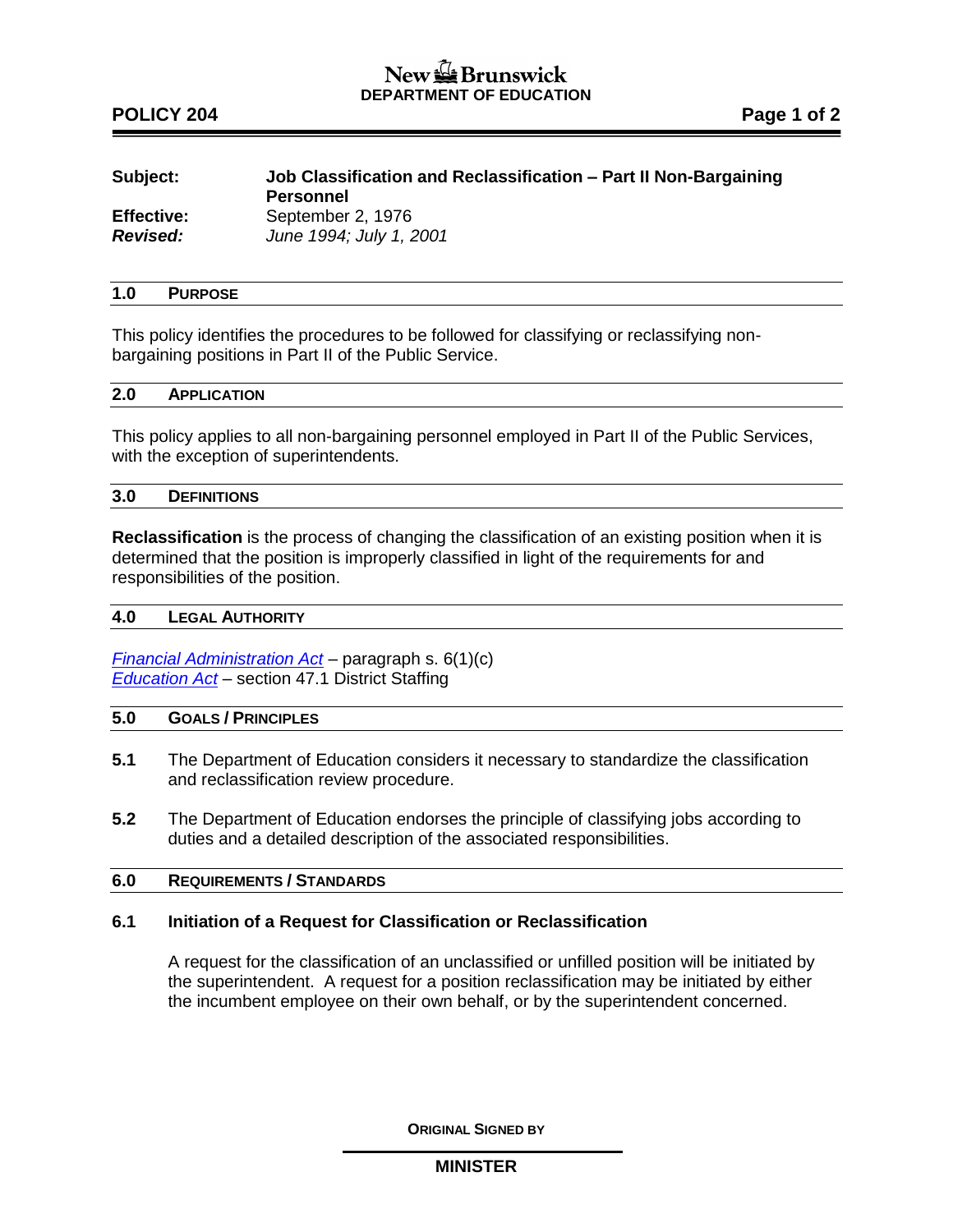New Brunswick
**DEPARTMENT OF EDUCATION**

**POLICY 204**

| | |
|---|---|
| **Subject:** | **Job Classification and Reclassification – Part II Non-Bargaining Personnel** |
| **Effective:** | September 2, 1976 |
| ***Revised:*** | *June 1994; July 1, 2001* |

## 1.0 PURPOSE

This policy identifies the procedures to be followed for classifying or reclassifying non-bargaining positions in Part II of the Public Service.

## 2.0 APPLICATION

This policy applies to all non-bargaining personnel employed in Part II of the Public Services, with the exception of superintendents.

## 3.0 DEFINITIONS

**Reclassification** is the process of changing the classification of an existing position when it is determined that the position is improperly classified in light of the requirements for and responsibilities of the position.

## 4.0 LEGAL AUTHORITY

*Financial Administration Act* – paragraph s. 6(1)(c)
*Education Act* – section 47.1 District Staffing

## 5.0 GOALS / PRINCIPLES

**5.1** The Department of Education considers it necessary to standardize the classification and reclassification review procedure.

**5.2** The Department of Education endorses the principle of classifying jobs according to duties and a detailed description of the associated responsibilities.

## 6.0 REQUIREMENTS / STANDARDS

### 6.1 Initiation of a Request for Classification or Reclassification

A request for the classification of an unclassified or unfilled position will be initiated by the superintendent. A request for a position reclassification may be initiated by either the incumbent employee on their own behalf, or by the superintendent concerned.

**ORIGINAL SIGNED BY**

**MINISTER**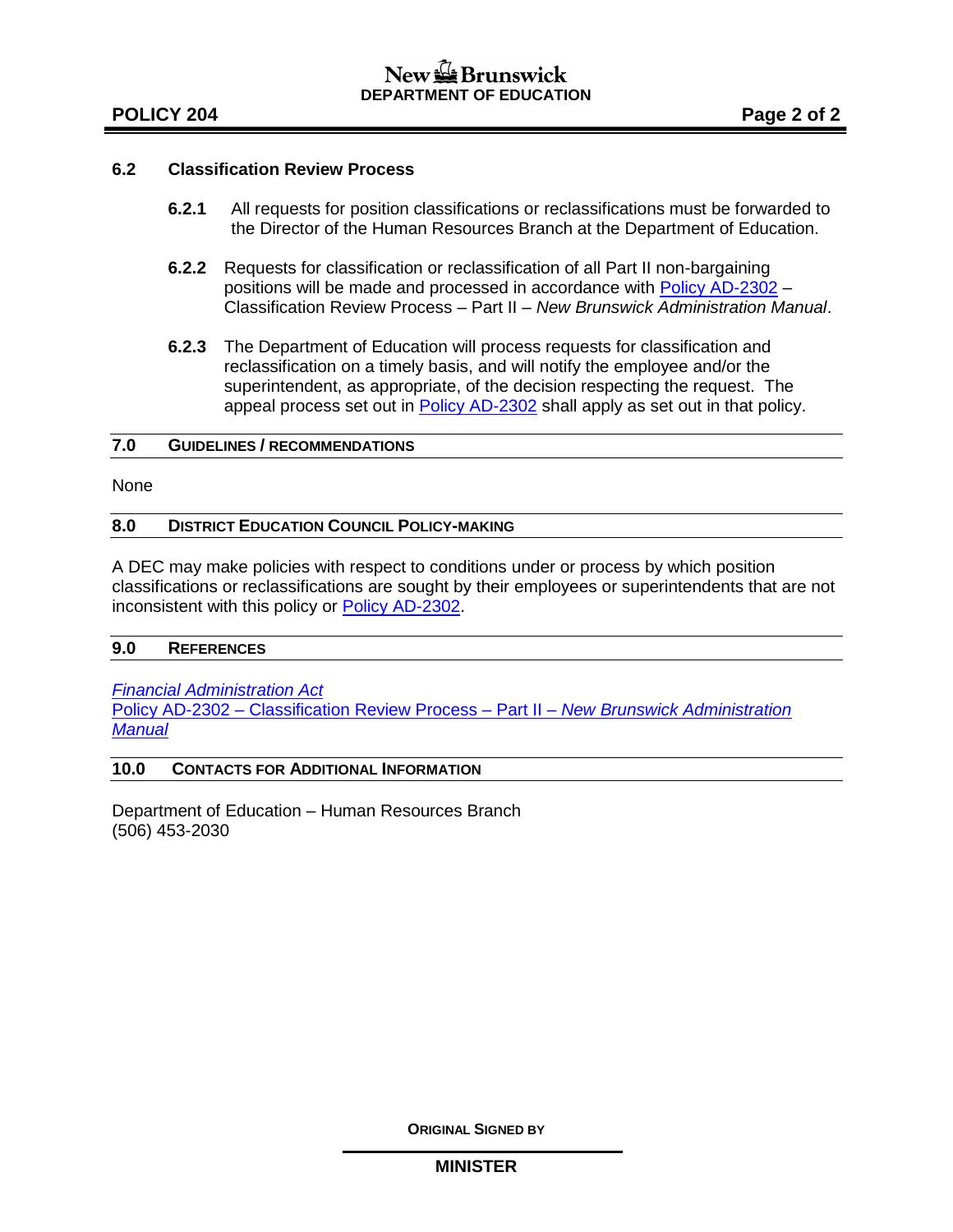### 6.2 Classification Review Process

**6.2.1** All requests for position classifications or reclassifications must be forwarded to the Director of the Human Resources Branch at the Department of Education.

**6.2.2** Requests for classification or reclassification of all Part II non-bargaining positions will be made and processed in accordance with Policy AD-2302 – Classification Review Process – Part II – *New Brunswick Administration Manual*.

**6.2.3** The Department of Education will process requests for classification and reclassification on a timely basis, and will notify the employee and/or the superintendent, as appropriate, of the decision respecting the request. The appeal process set out in Policy AD-2302 shall apply as set out in that policy.

## 7.0 GUIDELINES / RECOMMENDATIONS

None

## 8.0 DISTRICT EDUCATION COUNCIL POLICY-MAKING

A DEC may make policies with respect to conditions under or process by which position classifications or reclassifications are sought by their employees or superintendents that are not inconsistent with this policy or Policy AD-2302.

## 9.0 REFERENCES

*Financial Administration Act*
Policy AD-2302 – Classification Review Process – Part II – *New Brunswick Administration Manual*

## 10.0 CONTACTS FOR ADDITIONAL INFORMATION

Department of Education – Human Resources Branch
(506) 453-2030

ORIGINAL SIGNED BY

**MINISTER**